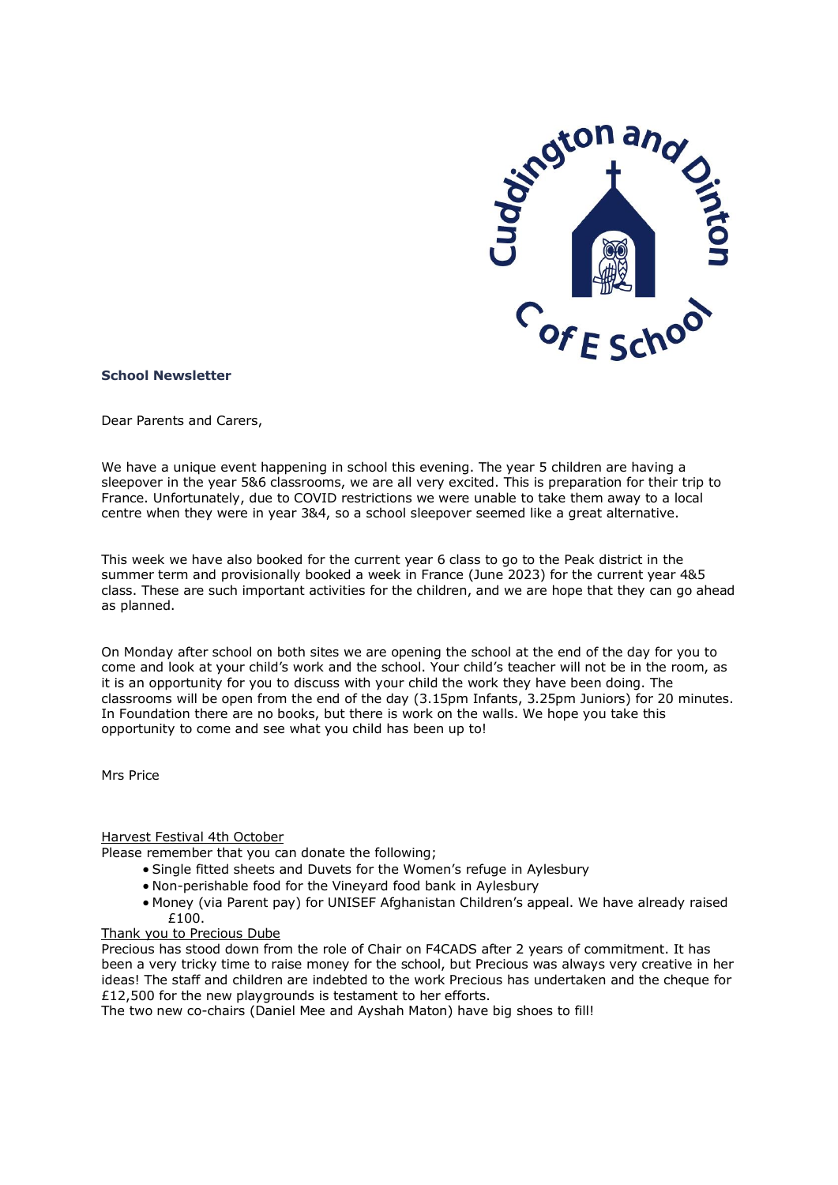**School Newsletter**

Dear Parents and Carers,

We have a unique event happening in school this evening. The year 5 children are having a sleepover in the year 5&6 classrooms, we are all very excited. This is preparation for their trip to France. Unfortunately, due to COVID restrictions we were unable to take them away to a local centre when they were in year 3&4, so a school sleepover seemed like a great alternative.

This week we have also booked for the current year 6 class to go to the Peak district in the summer term and provisionally booked a week in France (June 2023) for the current year 4&5 class. These are such important activities for the children, and we are hope that they can go ahead as planned.

On Monday after school on both sites we are opening the school at the end of the day for you to come and look at your child's work and the school. Your child's teacher will not be in the room, as it is an opportunity for you to discuss with your child the work they have been doing. The classrooms will be open from the end of the day (3.15pm Infants, 3.25pm Juniors) for 20 minutes. In Foundation there are no books, but there is work on the walls. We hope you take this opportunity to come and see what you child has been up to!

Mrs Price

<u>Harvest Festival 4th October</u>

Please remember that you can donate the following;

- Single fitted sheets and Duvets for the Women's refuge in Aylesbury
- Non-perishable food for the Vineyard food bank in Aylesbury
- Money (via Parent pay) for UNISEF Afghanistan Children's appeal. We have already raised £100.

<u>Thank you to Precious Dube</u>

Precious has stood down from the role of Chair on F4CADS after 2 years of commitment. It has been a very tricky time to raise money for the school, but Precious was always very creative in her ideas! The staff and children are indebted to the work Precious has undertaken and the cheque for £12,500 for the new playgrounds is testament to her efforts.

The two new co-chairs (Daniel Mee and Ayshah Maton) have big shoes to fill!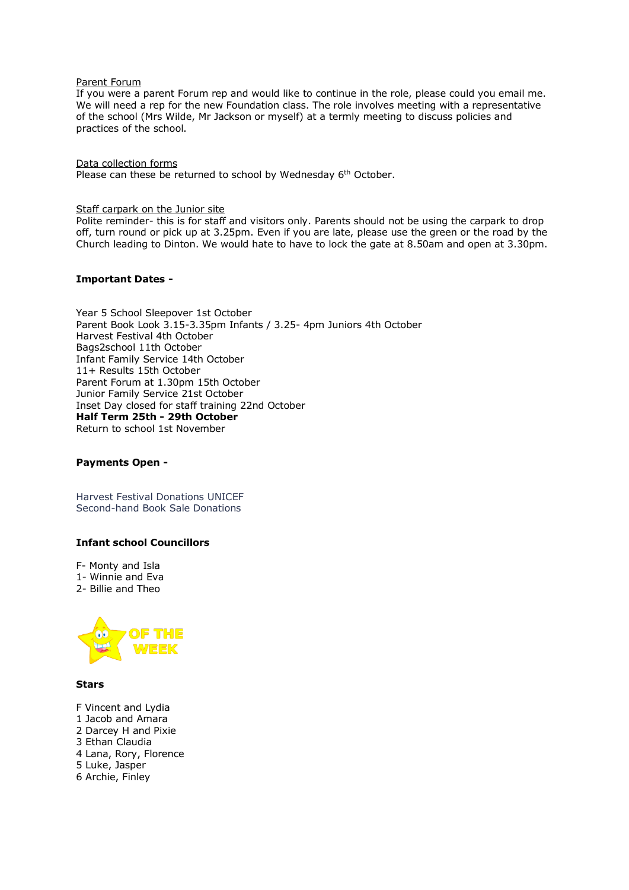Parent Forum

If you were a parent Forum rep and would like to continue in the role, please could you email me. We will need a rep for the new Foundation class. The role involves meeting with a representative of the school (Mrs Wilde, Mr Jackson or myself) at a termly meeting to discuss policies and practices of the school.

Data collection forms

Please can these be returned to school by Wednesday 6th October.

Staff carpark on the Junior site

Polite reminder- this is for staff and visitors only. Parents should not be using the carpark to drop off, turn round or pick up at 3.25pm. Even if you are late, please use the green or the road by the Church leading to Dinton. We would hate to have to lock the gate at 8.50am and open at 3.30pm.

**Important Dates -**

Year 5 School Sleepover 1st October
Parent Book Look 3.15-3.35pm Infants / 3.25- 4pm Juniors 4th October
Harvest Festival 4th October
Bags2school 11th October
Infant Family Service 14th October
11+ Results 15th October
Parent Forum at 1.30pm 15th October
Junior Family Service 21st October
Inset Day closed for staff training 22nd October
**Half Term 25th - 29th October**
Return to school 1st November

**Payments Open -**

Harvest Festival Donations UNICEF
Second-hand Book Sale Donations

**Infant school Councillors**

F- Monty and Isla
1- Winnie and Eva
2- Billie and Theo

OF THE WEEK

**Stars**

F Vincent and Lydia
1 Jacob and Amara
2 Darcey H and Pixie
3 Ethan Claudia
4 Lana, Rory, Florence
5 Luke, Jasper
6 Archie, Finley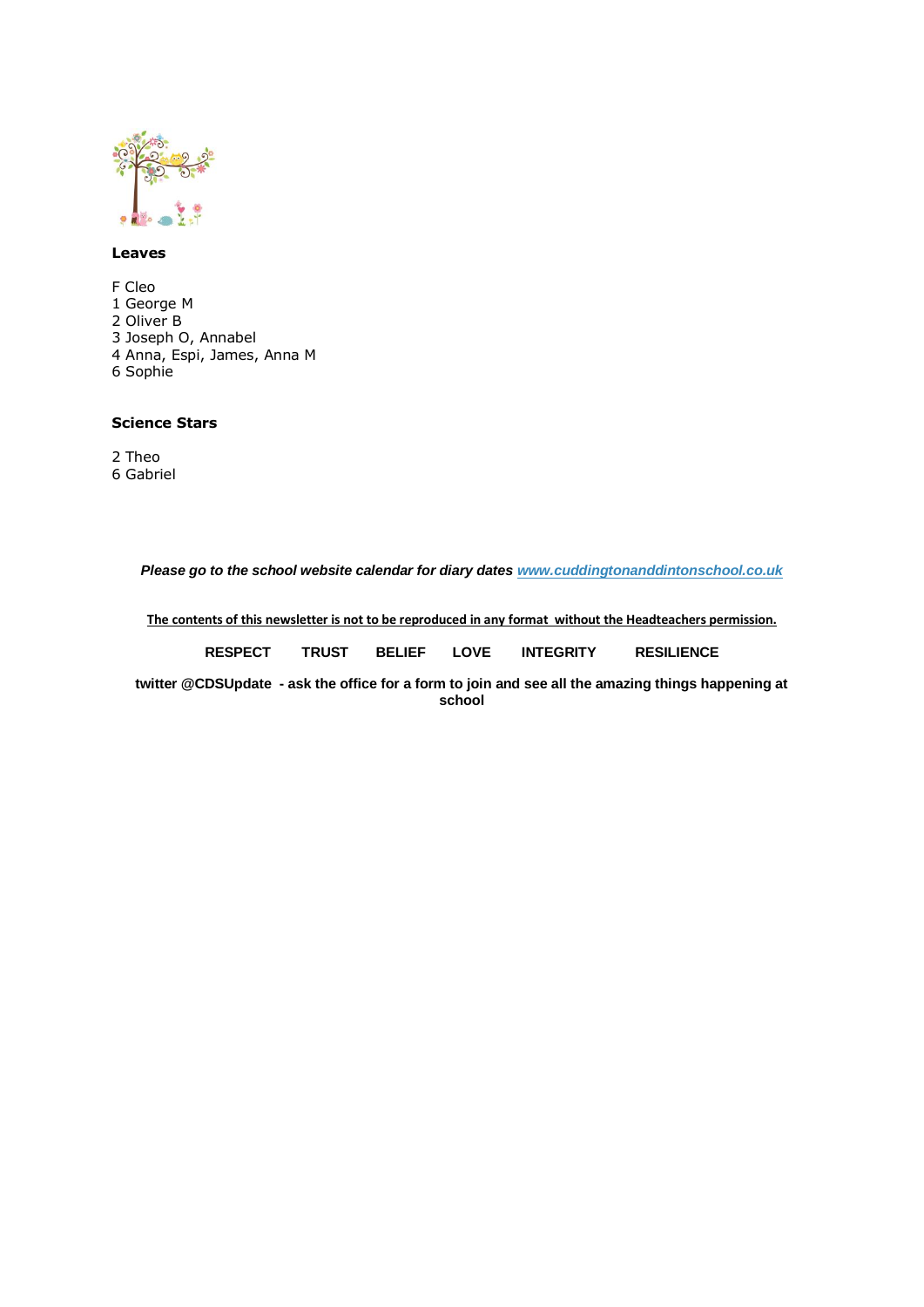**Leaves**

F Cleo
1 George M
2 Oliver B
3 Joseph O, Annabel
4 Anna, Espi, James, Anna M
6 Sophie

**Science Stars**

2 Theo
6 Gabriel

***Please go to the school website calendar for diary dates [www.cuddingtonanddintonschool.co.uk](http://www.cuddingtonanddintonschool.co.uk)***

**The contents of this newsletter is not to be reproduced in any format without the Headteachers permission.**

**RESPECT TRUST BELIEF LOVE INTEGRITY RESILIENCE**

**twitter @CDSUpdate - ask the office for a form to join and see all the amazing things happening at school**